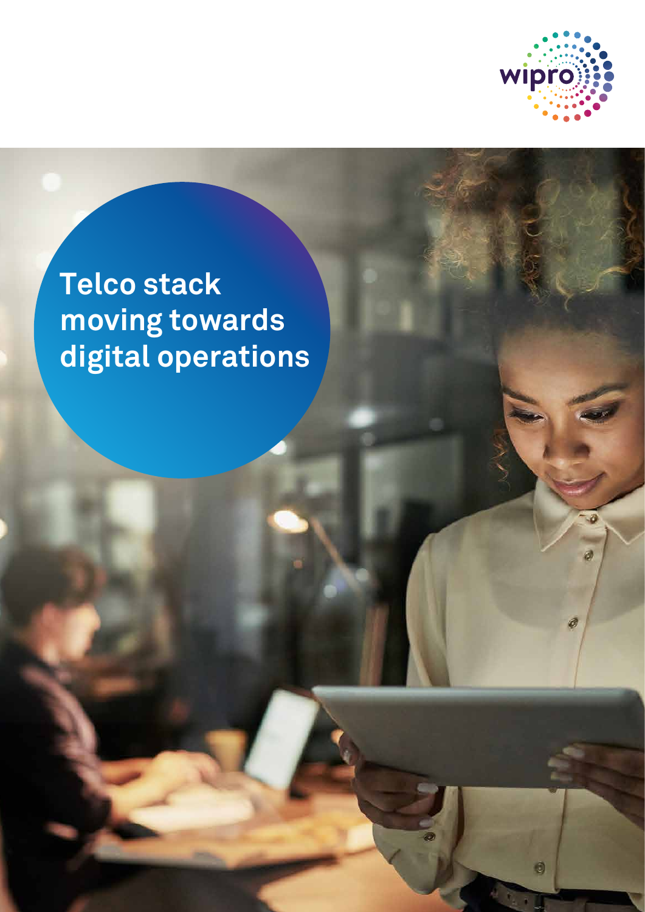# Telco stack moving towards digital operations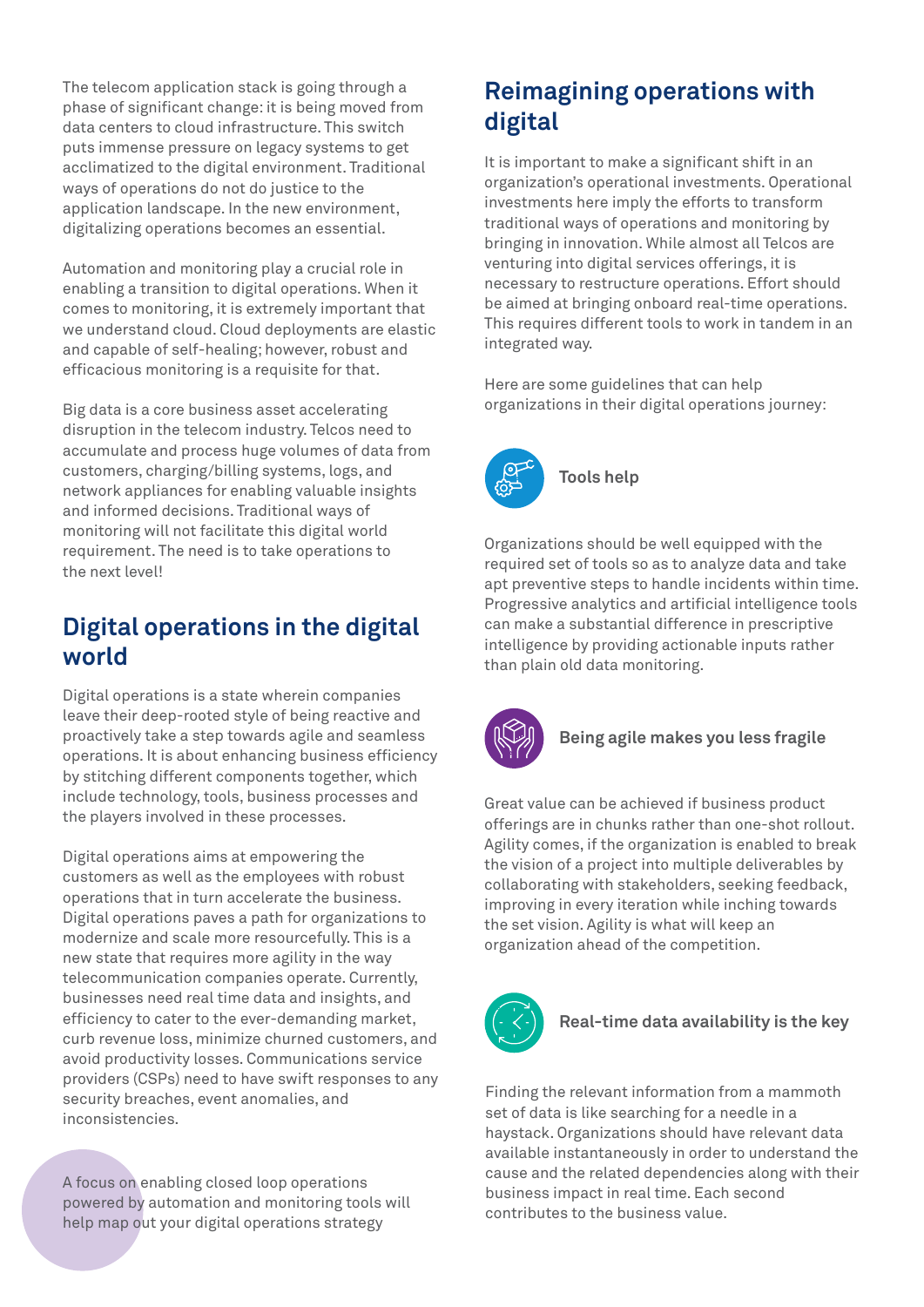The telecom application stack is going through a phase of significant change: it is being moved from data centers to cloud infrastructure. This switch puts immense pressure on legacy systems to get acclimatized to the digital environment. Traditional ways of operations do not do justice to the application landscape. In the new environment, digitalizing operations becomes an essential.

Automation and monitoring play a crucial role in enabling a transition to digital operations. When it comes to monitoring, it is extremely important that we understand cloud. Cloud deployments are elastic and capable of self-healing; however, robust and efficacious monitoring is a requisite for that.

Big data is a core business asset accelerating disruption in the telecom industry. Telcos need to accumulate and process huge volumes of data from customers, charging/billing systems, logs, and network appliances for enabling valuable insights and informed decisions. Traditional ways of monitoring will not facilitate this digital world requirement. The need is to take operations to the next level!

## Digital operations in the digital world

Digital operations is a state wherein companies leave their deep-rooted style of being reactive and proactively take a step towards agile and seamless operations. It is about enhancing business efficiency by stitching different components together, which include technology, tools, business processes and the players involved in these processes.

Digital operations aims at empowering the customers as well as the employees with robust operations that in turn accelerate the business. Digital operations paves a path for organizations to modernize and scale more resourcefully. This is a new state that requires more agility in the way telecommunication companies operate. Currently, businesses need real time data and insights, and efficiency to cater to the ever-demanding market, curb revenue loss, minimize churned customers, and avoid productivity losses. Communications service providers (CSPs) need to have swift responses to any security breaches, event anomalies, and inconsistencies.

A focus on enabling closed loop operations powered by automation and monitoring tools will help map out your digital operations strategy

## Reimagining operations with digital

It is important to make a significant shift in an organization's operational investments. Operational investments here imply the efforts to transform traditional ways of operations and monitoring by bringing in innovation. While almost all Telcos are venturing into digital services offerings, it is necessary to restructure operations. Effort should be aimed at bringing onboard real-time operations. This requires different tools to work in tandem in an integrated way.

Here are some guidelines that can help organizations in their digital operations journey:

### Tools help

Organizations should be well equipped with the required set of tools so as to analyze data and take apt preventive steps to handle incidents within time. Progressive analytics and artificial intelligence tools can make a substantial difference in prescriptive intelligence by providing actionable inputs rather than plain old data monitoring.

### Being agile makes you less fragile

Great value can be achieved if business product offerings are in chunks rather than one-shot rollout. Agility comes, if the organization is enabled to break the vision of a project into multiple deliverables by collaborating with stakeholders, seeking feedback, improving in every iteration while inching towards the set vision. Agility is what will keep an organization ahead of the competition.

### Real-time data availability is the key

Finding the relevant information from a mammoth set of data is like searching for a needle in a haystack. Organizations should have relevant data available instantaneously in order to understand the cause and the related dependencies along with their business impact in real time. Each second contributes to the business value.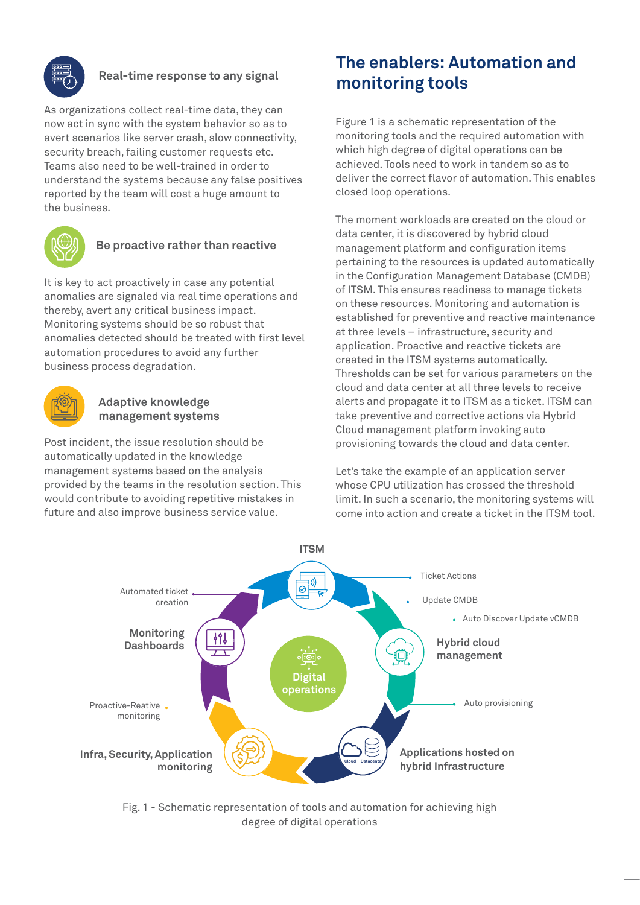### Real-time response to any signal

As organizations collect real-time data, they can now act in sync with the system behavior so as to avert scenarios like server crash, slow connectivity, security breach, failing customer requests etc. Teams also need to be well-trained in order to understand the systems because any false positives reported by the team will cost a huge amount to the business.

### Be proactive rather than reactive

It is key to act proactively in case any potential anomalies are signaled via real time operations and thereby, avert any critical business impact. Monitoring systems should be so robust that anomalies detected should be treated with first level automation procedures to avoid any further business process degradation.

### Adaptive knowledge management systems

Post incident, the issue resolution should be automatically updated in the knowledge management systems based on the analysis provided by the teams in the resolution section. This would contribute to avoiding repetitive mistakes in future and also improve business service value.

## The enablers: Automation and monitoring tools

Figure 1 is a schematic representation of the monitoring tools and the required automation with which high degree of digital operations can be achieved. Tools need to work in tandem so as to deliver the correct flavor of automation. This enables closed loop operations.

The moment workloads are created on the cloud or data center, it is discovered by hybrid cloud management platform and configuration items pertaining to the resources is updated automatically in the Configuration Management Database (CMDB) of ITSM. This ensures readiness to manage tickets on these resources. Monitoring and automation is established for preventive and reactive maintenance at three levels – infrastructure, security and application. Proactive and reactive tickets are created in the ITSM systems automatically. Thresholds can be set for various parameters on the cloud and data center at all three levels to receive alerts and propagate it to ITSM as a ticket. ITSM can take preventive and corrective actions via Hybrid Cloud management platform invoking auto provisioning towards the cloud and data center.

Let's take the example of an application server whose CPU utilization has crossed the threshold limit. In such a scenario, the monitoring systems will come into action and create a ticket in the ITSM tool.

ITSM

Ticket Actions

Update CMDB

Auto Discover Update vCMDB

Hybrid cloud management

Auto provisioning

Applications hosted on hybrid Infrastructure

Cloud Datacenter

Infra, Security, Application monitoring

Proactive-Reative monitoring

Monitoring Dashboards

Automated ticket creation

Digital operations

Fig. 1 - Schematic representation of tools and automation for achieving high degree of digital operations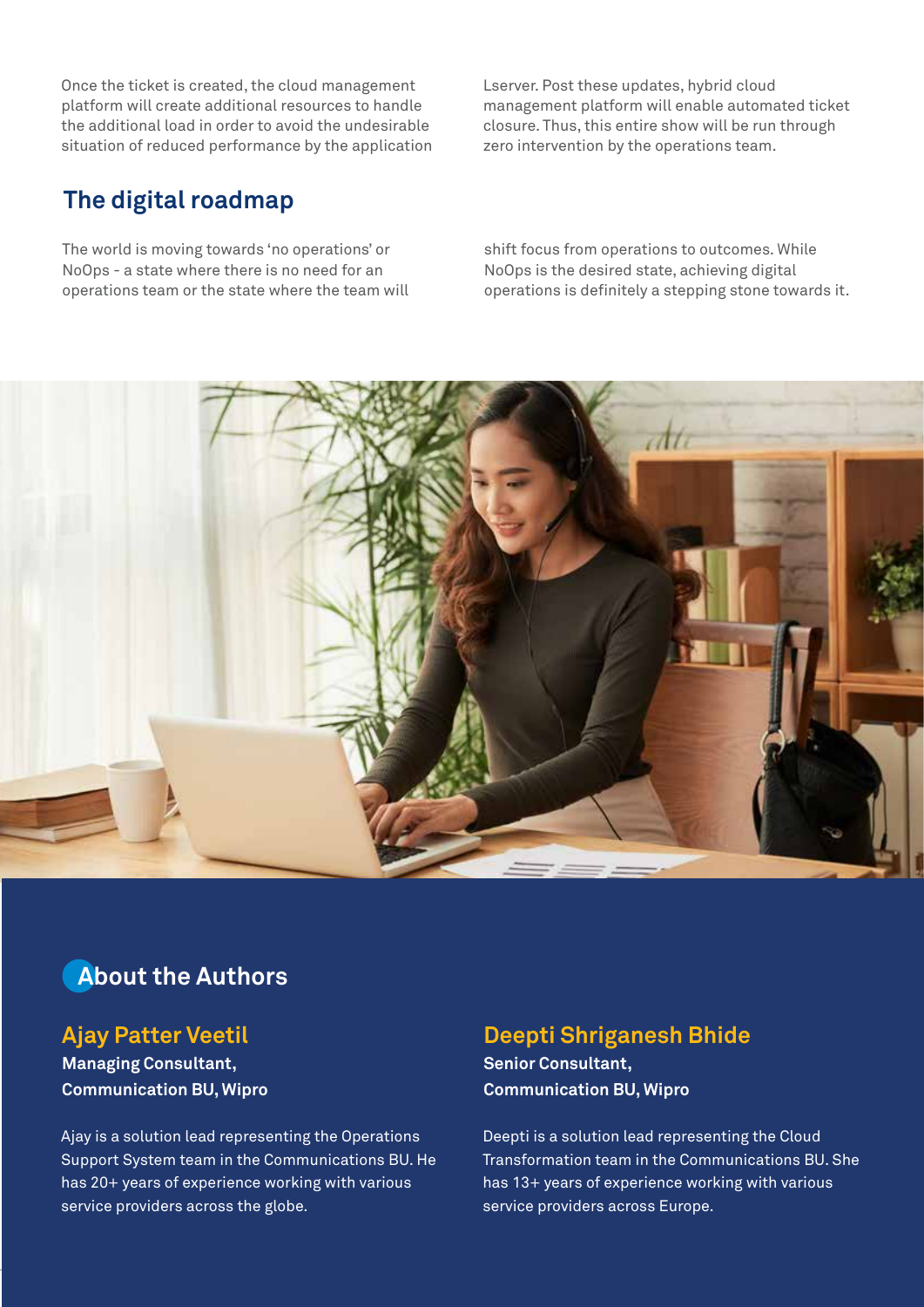Once the ticket is created, the cloud management platform will create additional resources to handle the additional load in order to avoid the undesirable situation of reduced performance by the application Lserver. Post these updates, hybrid cloud management platform will enable automated ticket closure. Thus, this entire show will be run through zero intervention by the operations team.

## The digital roadmap

The world is moving towards 'no operations' or NoOps - a state where there is no need for an operations team or the state where the team will shift focus from operations to outcomes. While NoOps is the desired state, achieving digital operations is definitely a stepping stone towards it.

## About the Authors

### Ajay Patter Veetil

**Managing Consultant, Communication BU, Wipro**

Ajay is a solution lead representing the Operations Support System team in the Communications BU. He has 20+ years of experience working with various service providers across the globe.

### Deepti Shriganesh Bhide

**Senior Consultant, Communication BU, Wipro**

Deepti is a solution lead representing the Cloud Transformation team in the Communications BU. She has 13+ years of experience working with various service providers across Europe.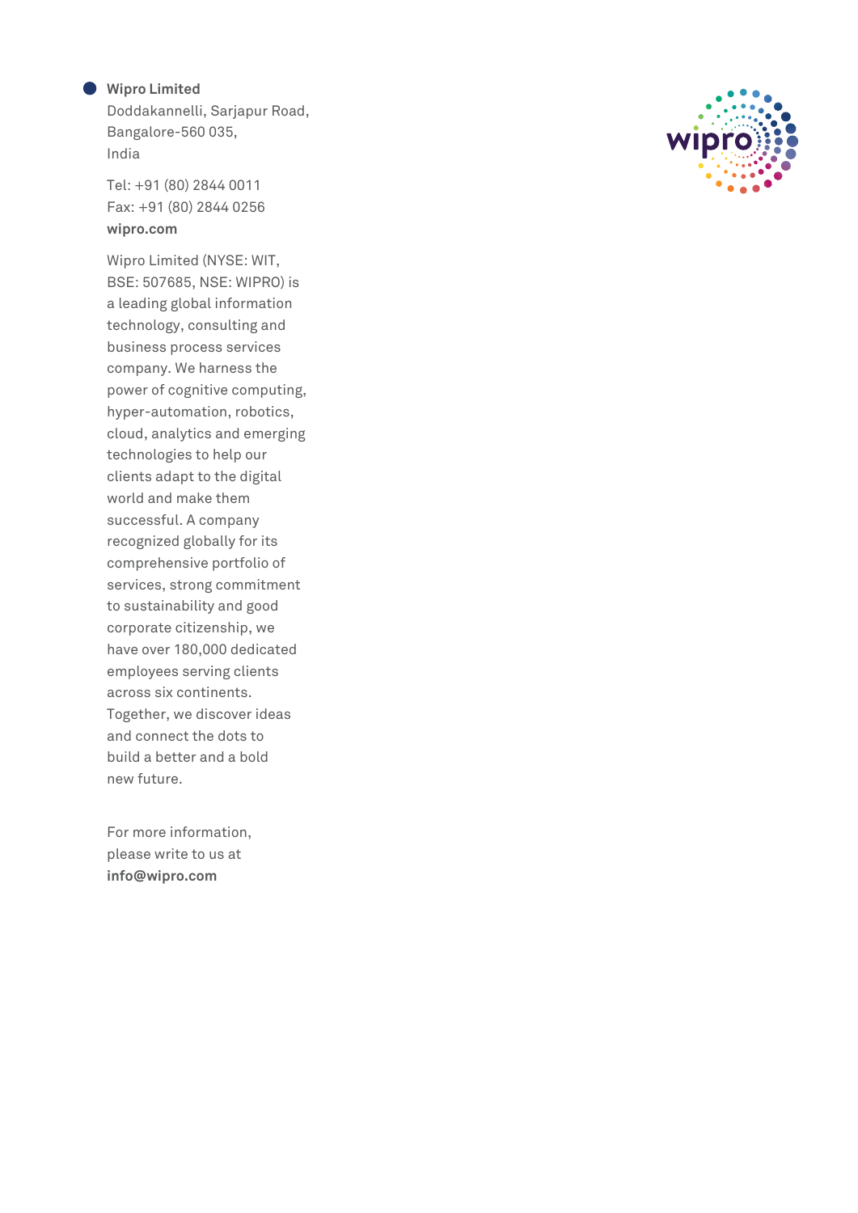**Wipro Limited**
Doddakannelli, Sarjapur Road,
Bangalore-560 035,
India

Tel: +91 (80) 2844 0011
Fax: +91 (80) 2844 0256
**wipro.com**

Wipro Limited (NYSE: WIT, BSE: 507685, NSE: WIPRO) is a leading global information technology, consulting and business process services company. We harness the power of cognitive computing, hyper-automation, robotics, cloud, analytics and emerging technologies to help our clients adapt to the digital world and make them successful. A company recognized globally for its comprehensive portfolio of services, strong commitment to sustainability and good corporate citizenship, we have over 180,000 dedicated employees serving clients across six continents. Together, we discover ideas and connect the dots to build a better and a bold new future.

For more information, please write to us at **info@wipro.com**